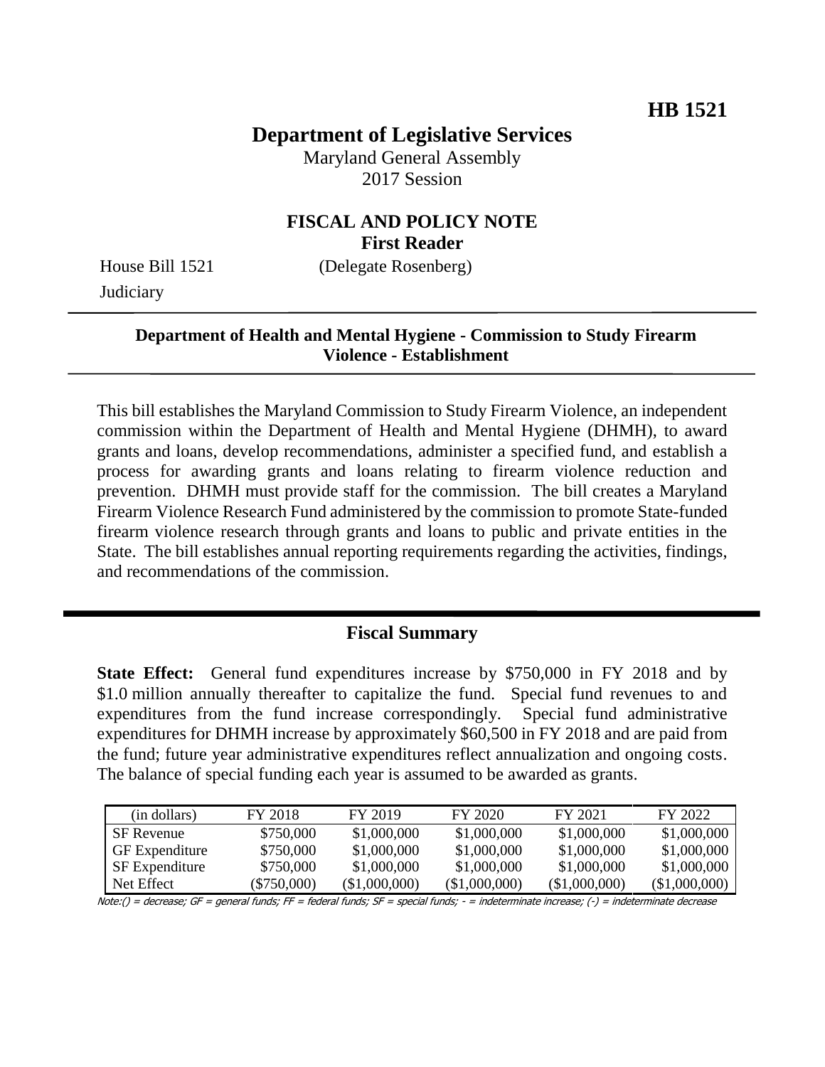**HB 1521**

# Department of Legislative Services

Maryland General Assembly
2017 Session

## FISCAL AND POLICY NOTE
**First Reader**

House Bill 1521 (Delegate Rosenberg)
Judiciary

---

**Department of Health and Mental Hygiene - Commission to Study Firearm Violence - Establishment**

---

This bill establishes the Maryland Commission to Study Firearm Violence, an independent commission within the Department of Health and Mental Hygiene (DHMH), to award grants and loans, develop recommendations, administer a specified fund, and establish a process for awarding grants and loans relating to firearm violence reduction and prevention. DHMH must provide staff for the commission. The bill creates a Maryland Firearm Violence Research Fund administered by the commission to promote State-funded firearm violence research through grants and loans to public and private entities in the State. The bill establishes annual reporting requirements regarding the activities, findings, and recommendations of the commission.

## Fiscal Summary

**State Effect:** General fund expenditures increase by $750,000 in FY 2018 and by $1.0 million annually thereafter to capitalize the fund. Special fund revenues to and expenditures from the fund increase correspondingly. Special fund administrative expenditures for DHMH increase by approximately $60,500 in FY 2018 and are paid from the fund; future year administrative expenditures reflect annualization and ongoing costs. The balance of special funding each year is assumed to be awarded as grants.

| (in dollars) | FY 2018 | FY 2019 | FY 2020 | FY 2021 | FY 2022 |
|---|---|---|---|---|---|
| SF Revenue | $750,000 | $1,000,000 | $1,000,000 | $1,000,000 | $1,000,000 |
| GF Expenditure | $750,000 | $1,000,000 | $1,000,000 | $1,000,000 | $1,000,000 |
| SF Expenditure | $750,000 | $1,000,000 | $1,000,000 | $1,000,000 | $1,000,000 |
| Net Effect | ($750,000) | ($1,000,000) | ($1,000,000) | ($1,000,000) | ($1,000,000) |

Note:() = decrease; GF = general funds; FF = federal funds; SF = special funds; - = indeterminate increase; (-) = indeterminate decrease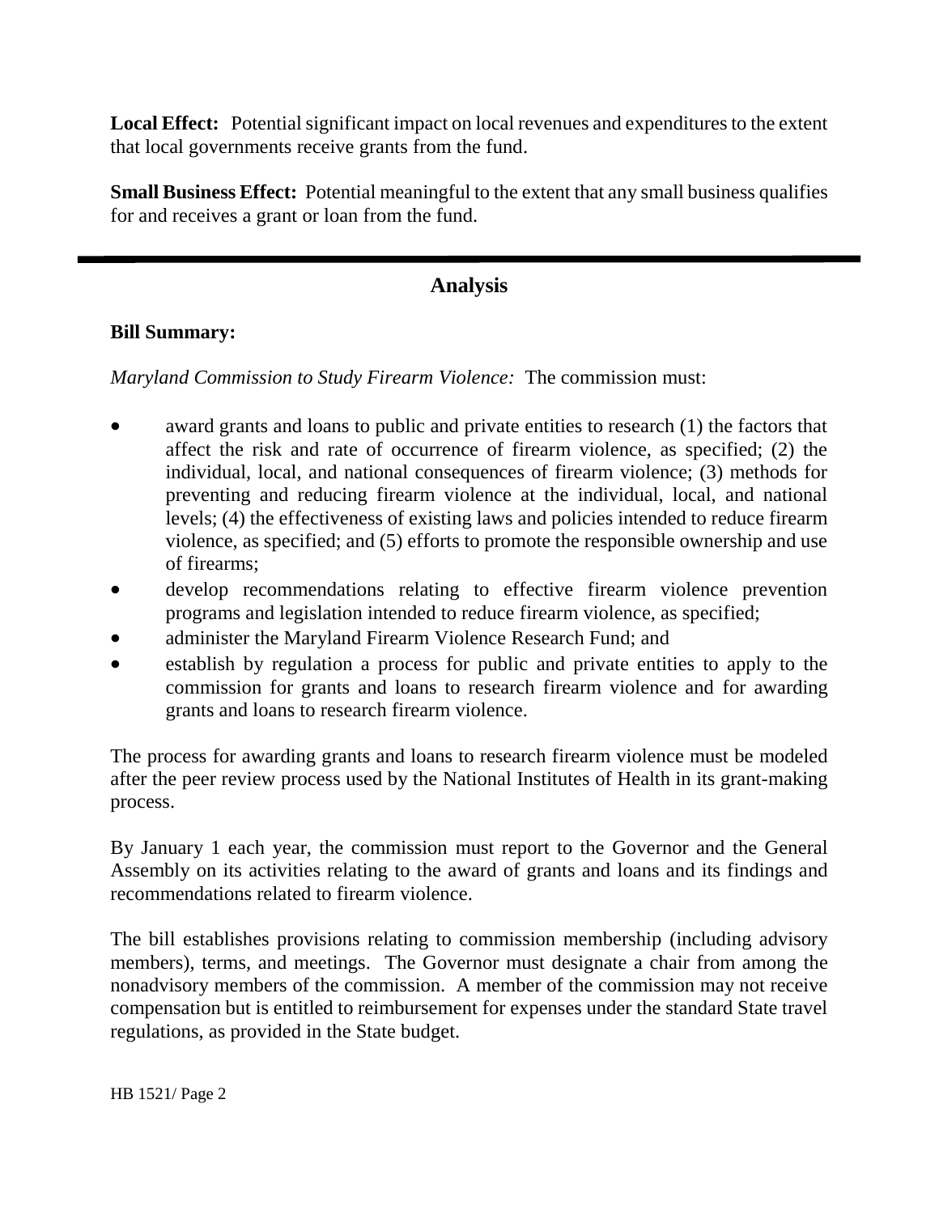**Local Effect:** Potential significant impact on local revenues and expenditures to the extent that local governments receive grants from the fund.

**Small Business Effect:** Potential meaningful to the extent that any small business qualifies for and receives a grant or loan from the fund.

## Analysis

**Bill Summary:**

*Maryland Commission to Study Firearm Violence:* The commission must:

- award grants and loans to public and private entities to research (1) the factors that affect the risk and rate of occurrence of firearm violence, as specified; (2) the individual, local, and national consequences of firearm violence; (3) methods for preventing and reducing firearm violence at the individual, local, and national levels; (4) the effectiveness of existing laws and policies intended to reduce firearm violence, as specified; and (5) efforts to promote the responsible ownership and use of firearms;
- develop recommendations relating to effective firearm violence prevention programs and legislation intended to reduce firearm violence, as specified;
- administer the Maryland Firearm Violence Research Fund; and
- establish by regulation a process for public and private entities to apply to the commission for grants and loans to research firearm violence and for awarding grants and loans to research firearm violence.

The process for awarding grants and loans to research firearm violence must be modeled after the peer review process used by the National Institutes of Health in its grant-making process.

By January 1 each year, the commission must report to the Governor and the General Assembly on its activities relating to the award of grants and loans and its findings and recommendations related to firearm violence.

The bill establishes provisions relating to commission membership (including advisory members), terms, and meetings. The Governor must designate a chair from among the nonadvisory members of the commission. A member of the commission may not receive compensation but is entitled to reimbursement for expenses under the standard State travel regulations, as provided in the State budget.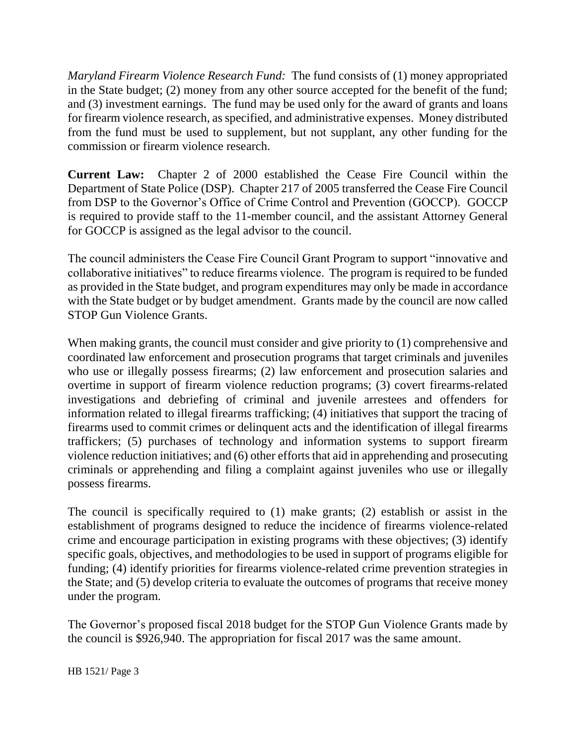*Maryland Firearm Violence Research Fund:* The fund consists of (1) money appropriated in the State budget; (2) money from any other source accepted for the benefit of the fund; and (3) investment earnings. The fund may be used only for the award of grants and loans for firearm violence research, as specified, and administrative expenses. Money distributed from the fund must be used to supplement, but not supplant, any other funding for the commission or firearm violence research.

**Current Law:** Chapter 2 of 2000 established the Cease Fire Council within the Department of State Police (DSP). Chapter 217 of 2005 transferred the Cease Fire Council from DSP to the Governor's Office of Crime Control and Prevention (GOCCP). GOCCP is required to provide staff to the 11-member council, and the assistant Attorney General for GOCCP is assigned as the legal advisor to the council.

The council administers the Cease Fire Council Grant Program to support "innovative and collaborative initiatives" to reduce firearms violence. The program is required to be funded as provided in the State budget, and program expenditures may only be made in accordance with the State budget or by budget amendment. Grants made by the council are now called STOP Gun Violence Grants.

When making grants, the council must consider and give priority to (1) comprehensive and coordinated law enforcement and prosecution programs that target criminals and juveniles who use or illegally possess firearms; (2) law enforcement and prosecution salaries and overtime in support of firearm violence reduction programs; (3) covert firearms-related investigations and debriefing of criminal and juvenile arrestees and offenders for information related to illegal firearms trafficking; (4) initiatives that support the tracing of firearms used to commit crimes or delinquent acts and the identification of illegal firearms traffickers; (5) purchases of technology and information systems to support firearm violence reduction initiatives; and (6) other efforts that aid in apprehending and prosecuting criminals or apprehending and filing a complaint against juveniles who use or illegally possess firearms.

The council is specifically required to (1) make grants; (2) establish or assist in the establishment of programs designed to reduce the incidence of firearms violence-related crime and encourage participation in existing programs with these objectives; (3) identify specific goals, objectives, and methodologies to be used in support of programs eligible for funding; (4) identify priorities for firearms violence-related crime prevention strategies in the State; and (5) develop criteria to evaluate the outcomes of programs that receive money under the program.

The Governor's proposed fiscal 2018 budget for the STOP Gun Violence Grants made by the council is $926,940. The appropriation for fiscal 2017 was the same amount.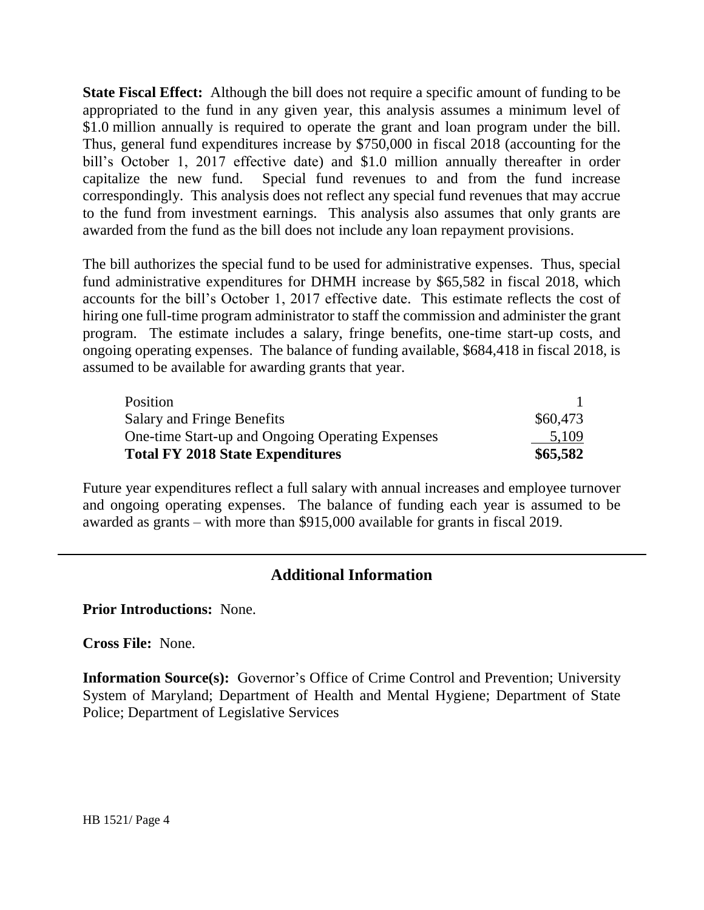**State Fiscal Effect:** Although the bill does not require a specific amount of funding to be appropriated to the fund in any given year, this analysis assumes a minimum level of $1.0 million annually is required to operate the grant and loan program under the bill. Thus, general fund expenditures increase by $750,000 in fiscal 2018 (accounting for the bill's October 1, 2017 effective date) and $1.0 million annually thereafter in order capitalize the new fund. Special fund revenues to and from the fund increase correspondingly. This analysis does not reflect any special fund revenues that may accrue to the fund from investment earnings. This analysis also assumes that only grants are awarded from the fund as the bill does not include any loan repayment provisions.

The bill authorizes the special fund to be used for administrative expenses. Thus, special fund administrative expenditures for DHMH increase by $65,582 in fiscal 2018, which accounts for the bill's October 1, 2017 effective date. This estimate reflects the cost of hiring one full-time program administrator to staff the commission and administer the grant program. The estimate includes a salary, fringe benefits, one-time start-up costs, and ongoing operating expenses. The balance of funding available, $684,418 in fiscal 2018, is assumed to be available for awarding grants that year.

| | |
|---|---|
| Position | 1 |
| Salary and Fringe Benefits | $60,473 |
| One-time Start-up and Ongoing Operating Expenses | 5,109 |
| **Total FY 2018 State Expenditures** | **$65,582** |

Future year expenditures reflect a full salary with annual increases and employee turnover and ongoing operating expenses. The balance of funding each year is assumed to be awarded as grants – with more than $915,000 available for grants in fiscal 2019.

## Additional Information

**Prior Introductions:** None.

**Cross File:** None.

**Information Source(s):** Governor's Office of Crime Control and Prevention; University System of Maryland; Department of Health and Mental Hygiene; Department of State Police; Department of Legislative Services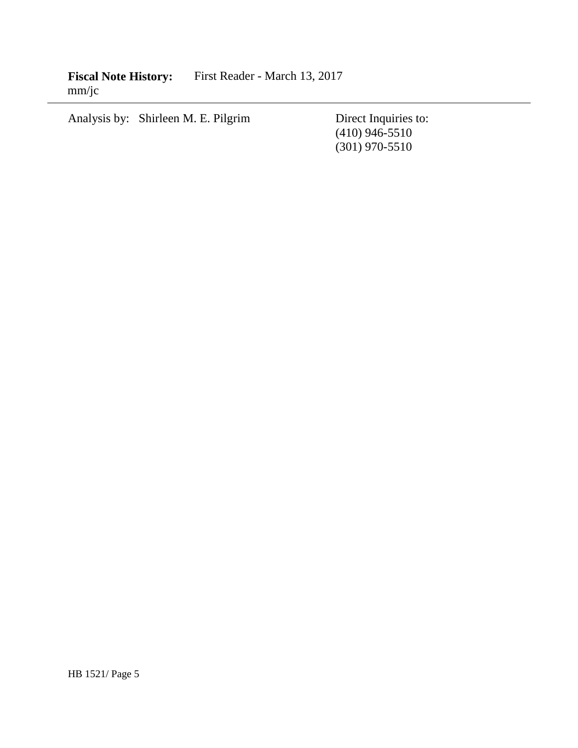**Fiscal Note History:** First Reader - March 13, 2017
mm/jc

---

Analysis by: Shirleen M. E. Pilgrim

Direct Inquiries to:
(410) 946-5510
(301) 970-5510